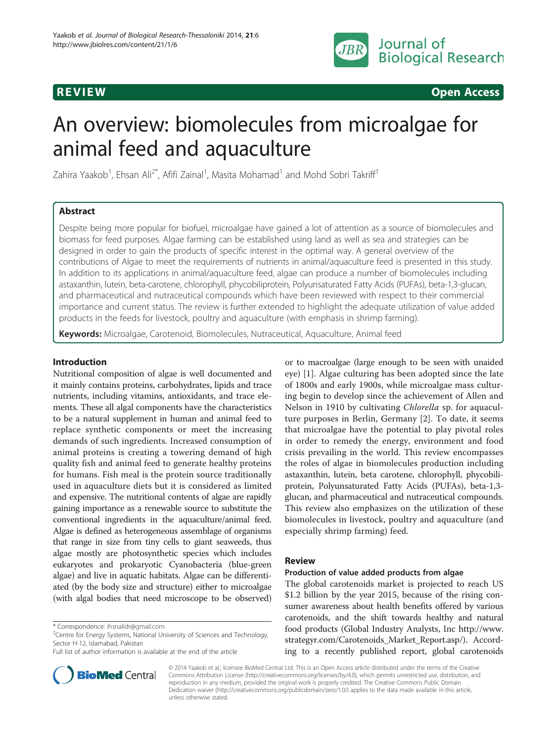REVIEW Open Access

# An overview: biomolecules from microalgae for animal feed and aquaculture

Zahira Yaakob[1], Ehsan Ali[2*], Afifi Zainal[1], Masita Mohamad[1] and Mohd Sobri Takriff[1]

## Abstract

Despite being more popular for biofuel, microalgae have gained a lot of attention as a source of biomolecules and biomass for feed purposes. Algae farming can be established using land as well as sea and strategies can be designed in order to gain the products of specific interest in the optimal way. A general overview of the contributions of Algae to meet the requirements of nutrients in animal/aquaculture feed is presented in this study. In addition to its applications in animal/aquaculture feed, algae can produce a number of biomolecules including astaxanthin, lutein, beta-carotene, chlorophyll, phycobiliprotein, Polyunsaturated Fatty Acids (PUFAs), beta-1,3-glucan, and pharmaceutical and nutraceutical compounds which have been reviewed with respect to their commercial importance and current status. The review is further extended to highlight the adequate utilization of value added products in the feeds for livestock, poultry and aquaculture (with emphasis in shrimp farming).

**Keywords:** Microalgae, Carotenoid, Biomolecules, Nutraceutical, Aquaculture, Animal feed

## Introduction

Nutritional composition of algae is well documented and it mainly contains proteins, carbohydrates, lipids and trace nutrients, including vitamins, antioxidants, and trace elements. These all algal components have the characteristics to be a natural supplement in human and animal feed to replace synthetic components or meet the increasing demands of such ingredients. Increased consumption of animal proteins is creating a towering demand of high quality fish and animal feed to generate healthy proteins for humans. Fish meal is the protein source traditionally used in aquaculture diets but it is considered as limited and expensive. The nutritional contents of algae are rapidly gaining importance as a renewable source to substitute the conventional ingredients in the aquaculture/animal feed. Algae is defined as heterogeneous assemblage of organisms that range in size from tiny cells to giant seaweeds, thus algae mostly are photosynthetic species which includes eukaryotes and prokaryotic Cyanobacteria (blue-green algae) and live in aquatic habitats. Algae can be differentiated (by the body size and structure) either to microalgae (with algal bodies that need microscope to be observed) or to macroalgae (large enough to be seen with unaided eye) [1]. Algae culturing has been adopted since the late of 1800s and early 1900s, while microalgae mass culturing begin to develop since the achievement of Allen and Nelson in 1910 by cultivating *Chlorella* sp. for aquaculture purposes in Berlin, Germany [2]. To date, it seems that microalgae have the potential to play pivotal roles in order to remedy the energy, environment and food crisis prevailing in the world. This review encompasses the roles of algae in biomolecules production including astaxanthin, lutein, beta carotene, chlorophyll, phycobiliprotein, Polyunsaturated Fatty Acids (PUFAs), beta-1,3-glucan, and pharmaceutical and nutraceutical compounds. This review also emphasizes on the utilization of these biomolecules in livestock, poultry and aquaculture (and especially shrimp farming) feed.

## Review

### Production of value added products from algae

The global carotenoids market is projected to reach US $1.2 billion by the year 2015, because of the rising consumer awareness about health benefits offered by various carotenoids, and the shift towards healthy and natural food products (Global Industry Analysts, Inc http://www.strategyr.com/Carotenoids_Market_Report.asp/). According to a recently published report, global carotenoids

\* Correspondence: ihsnalidr@gmail.com
[2]Centre for Energy Systems, National University of Sciences and Technology, Sector H-12, Islamabad, Pakistan
Full list of author information is available at the end of the article

© 2014 Yaakob et al.; licensee BioMed Central Ltd. This is an Open Access article distributed under the terms of the Creative Commons Attribution License (http://creativecommons.org/licenses/by/4.0), which permits unrestricted use, distribution, and reproduction in any medium, provided the original work is properly credited. The Creative Commons Public Domain Dedication waiver (http://creativecommons.org/publicdomain/zero/1.0/) applies to the data made available in this article, unless otherwise stated.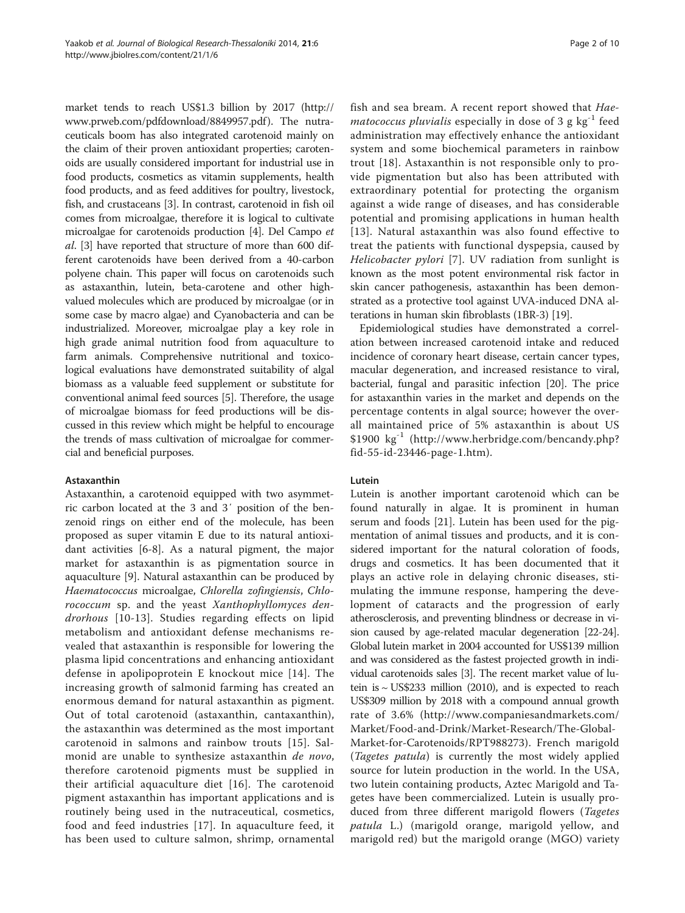market tends to reach US$1.3 billion by 2017 (http://www.prweb.com/pdfdownload/8849957.pdf). The nutraceuticals boom has also integrated carotenoid mainly on the claim of their proven antioxidant properties; carotenoids are usually considered important for industrial use in food products, cosmetics as vitamin supplements, health food products, and as feed additives for poultry, livestock, fish, and crustaceans [3]. In contrast, carotenoid in fish oil comes from microalgae, therefore it is logical to cultivate microalgae for carotenoids production [4]. Del Campo *et al*. [3] have reported that structure of more than 600 different carotenoids have been derived from a 40-carbon polyene chain. This paper will focus on carotenoids such as astaxanthin, lutein, beta-carotene and other high-valued molecules which are produced by microalgae (or in some case by macro algae) and Cyanobacteria and can be industrialized. Moreover, microalgae play a key role in high grade animal nutrition food from aquaculture to farm animals. Comprehensive nutritional and toxicological evaluations have demonstrated suitability of algal biomass as a valuable feed supplement or substitute for conventional animal feed sources [5]. Therefore, the usage of microalgae biomass for feed productions will be discussed in this review which might be helpful to encourage the trends of mass cultivation of microalgae for commercial and beneficial purposes.

## Astaxanthin

Astaxanthin, a carotenoid equipped with two asymmetric carbon located at the 3 and 3′ position of the benzenoid rings on either end of the molecule, has been proposed as super vitamin E due to its natural antioxidant activities [6-8]. As a natural pigment, the major market for astaxanthin is as pigmentation source in aquaculture [9]. Natural astaxanthin can be produced by *Haematococcus* microalgae, *Chlorella zofingiensis*, *Chlorococcum* sp. and the yeast *Xanthophyllomyces dendrorhous* [10-13]. Studies regarding effects on lipid metabolism and antioxidant defense mechanisms revealed that astaxanthin is responsible for lowering the plasma lipid concentrations and enhancing antioxidant defense in apolipoprotein E knockout mice [14]. The increasing growth of salmonid farming has created an enormous demand for natural astaxanthin as pigment. Out of total carotenoid (astaxanthin, cantaxanthin), the astaxanthin was determined as the most important carotenoid in salmons and rainbow trouts [15]. Salmonid are unable to synthesize astaxanthin *de novo*, therefore carotenoid pigments must be supplied in their artificial aquaculture diet [16]. The carotenoid pigment astaxanthin has important applications and is routinely being used in the nutraceutical, cosmetics, food and feed industries [17]. In aquaculture feed, it has been used to culture salmon, shrimp, ornamental fish and sea bream. A recent report showed that *Haematococcus pluvialis* especially in dose of 3 g $kg^{-1}$ feed administration may effectively enhance the antioxidant system and some biochemical parameters in rainbow trout [18]. Astaxanthin is not responsible only to provide pigmentation but also has been attributed with extraordinary potential for protecting the organism against a wide range of diseases, and has considerable potential and promising applications in human health [13]. Natural astaxanthin was also found effective to treat the patients with functional dyspepsia, caused by *Helicobacter pylori* [7]. UV radiation from sunlight is known as the most potent environmental risk factor in skin cancer pathogenesis, astaxanthin has been demonstrated as a protective tool against UVA-induced DNA alterations in human skin fibroblasts (1BR-3) [19].

Epidemiological studies have demonstrated a correlation between increased carotenoid intake and reduced incidence of coronary heart disease, certain cancer types, macular degeneration, and increased resistance to viral, bacterial, fungal and parasitic infection [20]. The price for astaxanthin varies in the market and depends on the percentage contents in algal source; however the overall maintained price of 5% astaxanthin is about US \$1900 $kg^{-1}$ (http://www.herbridge.com/bencandy.php?fid-55-id-23446-page-1.htm).

## Lutein

Lutein is another important carotenoid which can be found naturally in algae. It is prominent in human serum and foods [21]. Lutein has been used for the pigmentation of animal tissues and products, and it is considered important for the natural coloration of foods, drugs and cosmetics. It has been documented that it plays an active role in delaying chronic diseases, stimulating the immune response, hampering the development of cataracts and the progression of early atherosclerosis, and preventing blindness or decrease in vision caused by age-related macular degeneration [22-24]. Global lutein market in 2004 accounted for US\$139 million and was considered as the fastest projected growth in individual carotenoids sales [3]. The recent market value of lutein is ~ US\$233 million (2010), and is expected to reach US\$309 million by 2018 with a compound annual growth rate of 3.6% (http://www.companiesandmarkets.com/Market/Food-and-Drink/Market-Research/The-Global-Market-for-Carotenoids/RPT988273). French marigold (*Tagetes patula*) is currently the most widely applied source for lutein production in the world. In the USA, two lutein containing products, Aztec Marigold and Tagetes have been commercialized. Lutein is usually produced from three different marigold flowers (*Tagetes patula* L.) (marigold orange, marigold yellow, and marigold red) but the marigold orange (MGO) variety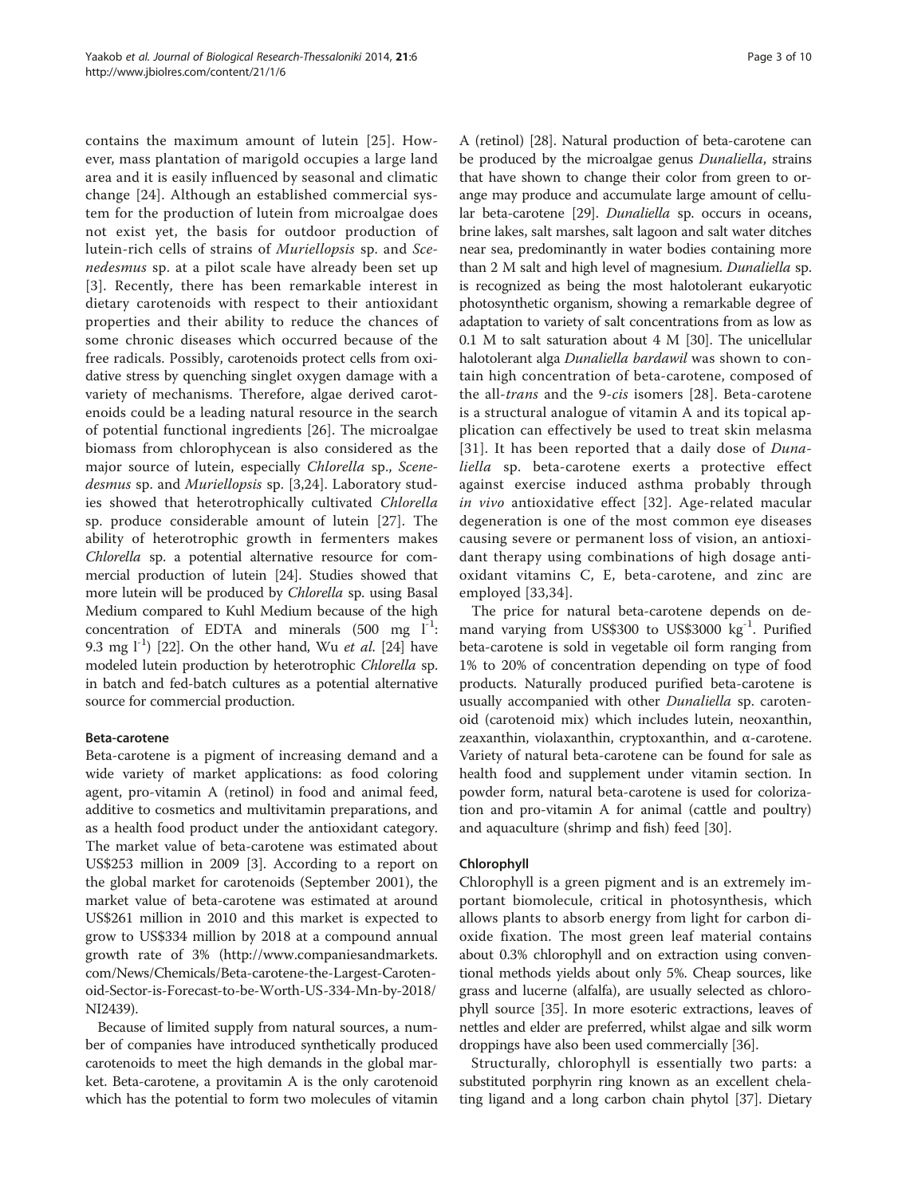contains the maximum amount of lutein [25]. However, mass plantation of marigold occupies a large land area and it is easily influenced by seasonal and climatic change [24]. Although an established commercial system for the production of lutein from microalgae does not exist yet, the basis for outdoor production of lutein-rich cells of strains of *Muriellopsis* sp. and *Scenedesmus* sp. at a pilot scale have already been set up [3]. Recently, there has been remarkable interest in dietary carotenoids with respect to their antioxidant properties and their ability to reduce the chances of some chronic diseases which occurred because of the free radicals. Possibly, carotenoids protect cells from oxidative stress by quenching singlet oxygen damage with a variety of mechanisms. Therefore, algae derived carotenoids could be a leading natural resource in the search of potential functional ingredients [26]. The microalgae biomass from chlorophycean is also considered as the major source of lutein, especially *Chlorella* sp., *Scenedesmus* sp. and *Muriellopsis* sp. [3,24]. Laboratory studies showed that heterotrophically cultivated *Chlorella* sp. produce considerable amount of lutein [27]. The ability of heterotrophic growth in fermenters makes *Chlorella* sp. a potential alternative resource for commercial production of lutein [24]. Studies showed that more lutein will be produced by *Chlorella* sp. using Basal Medium compared to Kuhl Medium because of the high concentration of EDTA and minerals (500 mg $l^{-1}$: 9.3 mg $l^{-1}$) [22]. On the other hand, Wu *et al.* [24] have modeled lutein production by heterotrophic *Chlorella* sp. in batch and fed-batch cultures as a potential alternative source for commercial production.

### Beta-carotene

Beta-carotene is a pigment of increasing demand and a wide variety of market applications: as food coloring agent, pro-vitamin A (retinol) in food and animal feed, additive to cosmetics and multivitamin preparations, and as a health food product under the antioxidant category. The market value of beta-carotene was estimated about US$253 million in 2009 [3]. According to a report on the global market for carotenoids (September 2001), the market value of beta-carotene was estimated at around US$261 million in 2010 and this market is expected to grow to US$334 million by 2018 at a compound annual growth rate of 3% (http://www.companiesandmarkets.com/News/Chemicals/Beta-carotene-the-Largest-Carotenoid-Sector-is-Forecast-to-be-Worth-US-334-Mn-by-2018/NI2439).

Because of limited supply from natural sources, a number of companies have introduced synthetically produced carotenoids to meet the high demands in the global market. Beta-carotene, a provitamin A is the only carotenoid which has the potential to form two molecules of vitamin A (retinol) [28]. Natural production of beta-carotene can be produced by the microalgae genus *Dunaliella*, strains that have shown to change their color from green to orange may produce and accumulate large amount of cellular beta-carotene [29]. *Dunaliella* sp. occurs in oceans, brine lakes, salt marshes, salt lagoon and salt water ditches near sea, predominantly in water bodies containing more than 2 M salt and high level of magnesium. *Dunaliella* sp. is recognized as being the most halotolerant eukaryotic photosynthetic organism, showing a remarkable degree of adaptation to variety of salt concentrations from as low as 0.1 M to salt saturation about 4 M [30]. The unicellular halotolerant alga *Dunaliella bardawil* was shown to contain high concentration of beta-carotene, composed of the all-*trans* and the 9-*cis* isomers [28]. Beta-carotene is a structural analogue of vitamin A and its topical application can effectively be used to treat skin melasma [31]. It has been reported that a daily dose of *Dunaliella* sp. beta-carotene exerts a protective effect against exercise induced asthma probably through *in vivo* antioxidative effect [32]. Age-related macular degeneration is one of the most common eye diseases causing severe or permanent loss of vision, an antioxidant therapy using combinations of high dosage antioxidant vitamins C, E, beta-carotene, and zinc are employed [33,34].

The price for natural beta-carotene depends on demand varying from US$300 to US$3000 $kg^{-1}$. Purified beta-carotene is sold in vegetable oil form ranging from 1% to 20% of concentration depending on type of food products. Naturally produced purified beta-carotene is usually accompanied with other *Dunaliella* sp. carotenoid (carotenoid mix) which includes lutein, neoxanthin, zeaxanthin, violaxanthin, cryptoxanthin, and α-carotene. Variety of natural beta-carotene can be found for sale as health food and supplement under vitamin section. In powder form, natural beta-carotene is used for colorization and pro-vitamin A for animal (cattle and poultry) and aquaculture (shrimp and fish) feed [30].

### Chlorophyll

Chlorophyll is a green pigment and is an extremely important biomolecule, critical in photosynthesis, which allows plants to absorb energy from light for carbon dioxide fixation. The most green leaf material contains about 0.3% chlorophyll and on extraction using conventional methods yields about only 5%. Cheap sources, like grass and lucerne (alfalfa), are usually selected as chlorophyll source [35]. In more esoteric extractions, leaves of nettles and elder are preferred, whilst algae and silk worm droppings have also been used commercially [36].

Structurally, chlorophyll is essentially two parts: a substituted porphyrin ring known as an excellent chelating ligand and a long carbon chain phytol [37]. Dietary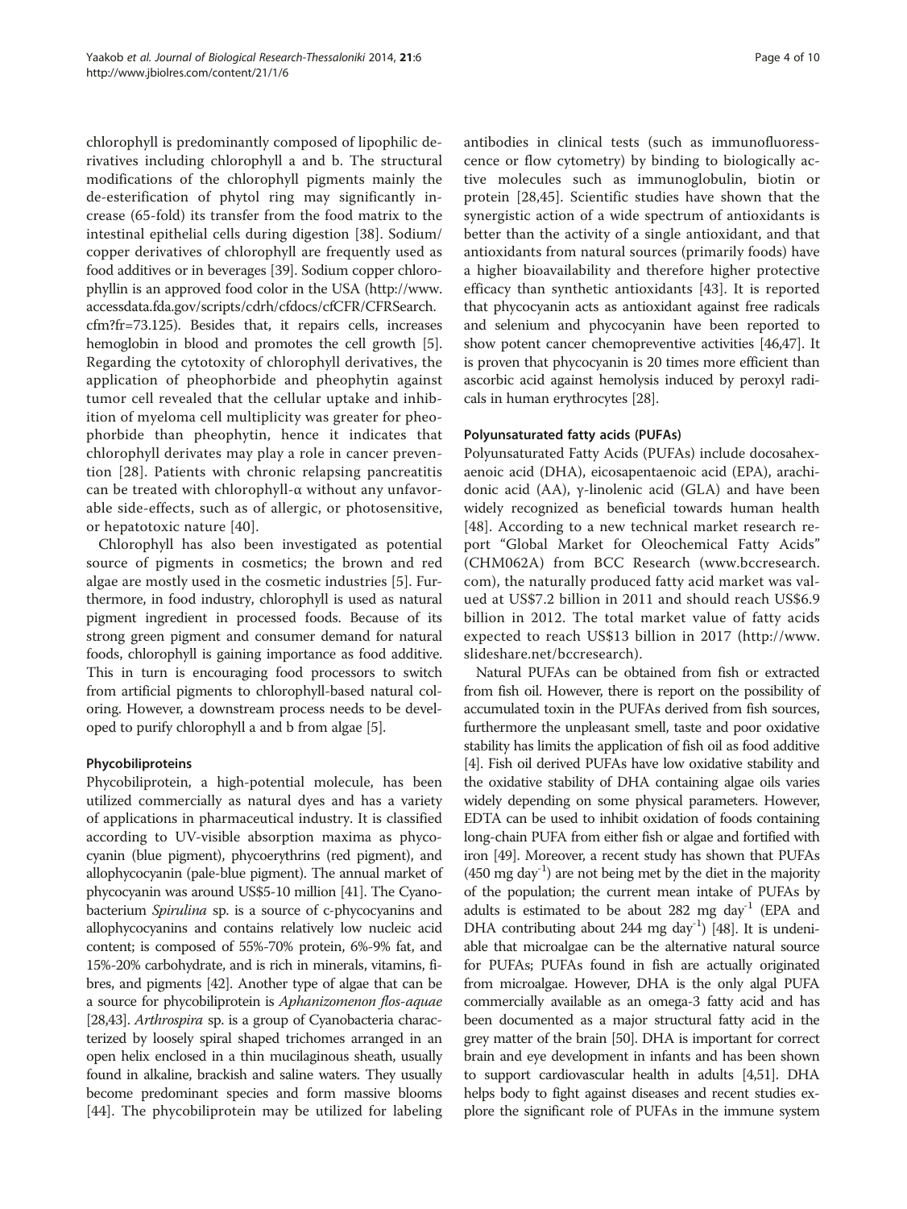chlorophyll is predominantly composed of lipophilic derivatives including chlorophyll a and b. The structural modifications of the chlorophyll pigments mainly the de-esterification of phytol ring may significantly increase (65-fold) its transfer from the food matrix to the intestinal epithelial cells during digestion [38]. Sodium/copper derivatives of chlorophyll are frequently used as food additives or in beverages [39]. Sodium copper chlorophyllin is an approved food color in the USA (http://www.accessdata.fda.gov/scripts/cdrh/cfdocs/cfCFR/CFRSearch.cfm?fr=73.125). Besides that, it repairs cells, increases hemoglobin in blood and promotes the cell growth [5]. Regarding the cytotoxity of chlorophyll derivatives, the application of pheophorbide and pheophytin against tumor cell revealed that the cellular uptake and inhibition of myeloma cell multiplicity was greater for pheophorbide than pheophytin, hence it indicates that chlorophyll derivates may play a role in cancer prevention [28]. Patients with chronic relapsing pancreatitis can be treated with chlorophyll-α without any unfavorable side-effects, such as of allergic, or photosensitive, or hepatotoxic nature [40].

Chlorophyll has also been investigated as potential source of pigments in cosmetics; the brown and red algae are mostly used in the cosmetic industries [5]. Furthermore, in food industry, chlorophyll is used as natural pigment ingredient in processed foods. Because of its strong green pigment and consumer demand for natural foods, chlorophyll is gaining importance as food additive. This in turn is encouraging food processors to switch from artificial pigments to chlorophyll-based natural coloring. However, a downstream process needs to be developed to purify chlorophyll a and b from algae [5].

#### Phycobiliproteins

Phycobiliprotein, a high-potential molecule, has been utilized commercially as natural dyes and has a variety of applications in pharmaceutical industry. It is classified according to UV-visible absorption maxima as phycocyanin (blue pigment), phycoerythrins (red pigment), and allophycocyanin (pale-blue pigment). The annual market of phycocyanin was around US$5-10 million [41]. The Cyanobacterium *Spirulina* sp. is a source of c-phycocyanins and allophycocyanins and contains relatively low nucleic acid content; is composed of 55%-70% protein, 6%-9% fat, and 15%-20% carbohydrate, and is rich in minerals, vitamins, fibres, and pigments [42]. Another type of algae that can be a source for phycobiliprotein is *Aphanizomenon flos-aquae* [28,43]. *Arthrospira* sp. is a group of Cyanobacteria characterized by loosely spiral shaped trichomes arranged in an open helix enclosed in a thin mucilaginous sheath, usually found in alkaline, brackish and saline waters. They usually become predominant species and form massive blooms [44]. The phycobiliprotein may be utilized for labeling antibodies in clinical tests (such as immunofluoresscence or flow cytometry) by binding to biologically active molecules such as immunoglobulin, biotin or protein [28,45]. Scientific studies have shown that the synergistic action of a wide spectrum of antioxidants is better than the activity of a single antioxidant, and that antioxidants from natural sources (primarily foods) have a higher bioavailability and therefore higher protective efficacy than synthetic antioxidants [43]. It is reported that phycocyanin acts as antioxidant against free radicals and selenium and phycocyanin have been reported to show potent cancer chemopreventive activities [46,47]. It is proven that phycocyanin is 20 times more efficient than ascorbic acid against hemolysis induced by peroxyl radicals in human erythrocytes [28].

#### Polyunsaturated fatty acids (PUFAs)

Polyunsaturated Fatty Acids (PUFAs) include docosahexaenoic acid (DHA), eicosapentaenoic acid (EPA), arachidonic acid (AA), γ-linolenic acid (GLA) and have been widely recognized as beneficial towards human health [48]. According to a new technical market research report "Global Market for Oleochemical Fatty Acids" (CHM062A) from BCC Research (www.bccresearch.com), the naturally produced fatty acid market was valued at US$7.2 billion in 2011 and should reach US$6.9 billion in 2012. The total market value of fatty acids expected to reach US$13 billion in 2017 (http://www.slideshare.net/bccresearch).

Natural PUFAs can be obtained from fish or extracted from fish oil. However, there is report on the possibility of accumulated toxin in the PUFAs derived from fish sources, furthermore the unpleasant smell, taste and poor oxidative stability has limits the application of fish oil as food additive [4]. Fish oil derived PUFAs have low oxidative stability and the oxidative stability of DHA containing algae oils varies widely depending on some physical parameters. However, EDTA can be used to inhibit oxidation of foods containing long-chain PUFA from either fish or algae and fortified with iron [49]. Moreover, a recent study has shown that PUFAs (450 mg $day^{-1}$) are not being met by the diet in the majority of the population; the current mean intake of PUFAs by adults is estimated to be about 282 mg $day^{-1}$ (EPA and DHA contributing about 244 mg $day^{-1}$) [48]. It is undeniable that microalgae can be the alternative natural source for PUFAs; PUFAs found in fish are actually originated from microalgae. However, DHA is the only algal PUFA commercially available as an omega-3 fatty acid and has been documented as a major structural fatty acid in the grey matter of the brain [50]. DHA is important for correct brain and eye development in infants and has been shown to support cardiovascular health in adults [4,51]. DHA helps body to fight against diseases and recent studies explore the significant role of PUFAs in the immune system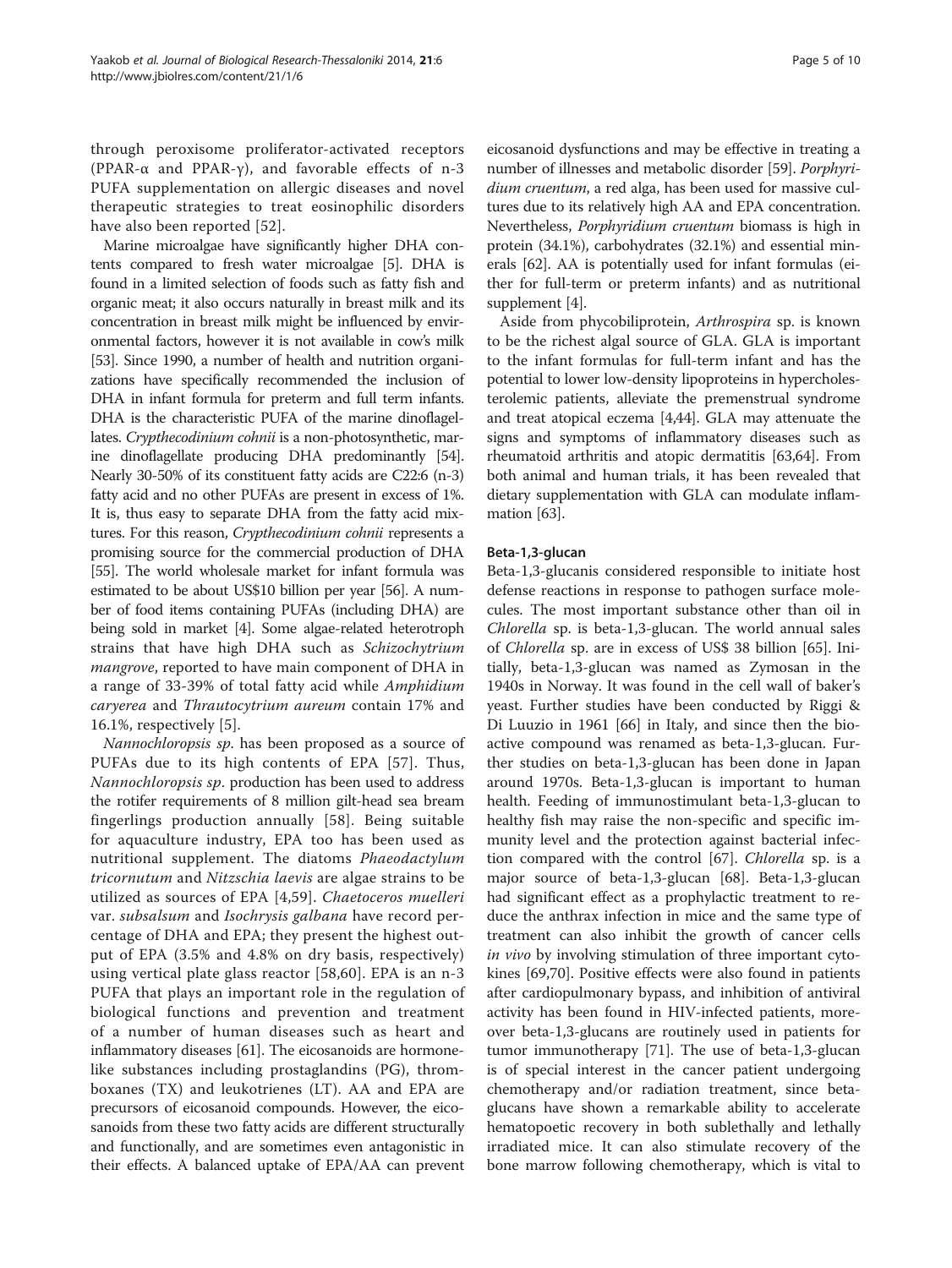through peroxisome proliferator-activated receptors (PPAR-α and PPAR-γ), and favorable effects of n-3 PUFA supplementation on allergic diseases and novel therapeutic strategies to treat eosinophilic disorders have also been reported [52].

Marine microalgae have significantly higher DHA contents compared to fresh water microalgae [5]. DHA is found in a limited selection of foods such as fatty fish and organic meat; it also occurs naturally in breast milk and its concentration in breast milk might be influenced by environmental factors, however it is not available in cow's milk [53]. Since 1990, a number of health and nutrition organizations have specifically recommended the inclusion of DHA in infant formula for preterm and full term infants. DHA is the characteristic PUFA of the marine dinoflagellates. *Crypthecodinium cohnii* is a non-photosynthetic, marine dinoflagellate producing DHA predominantly [54]. Nearly 30-50% of its constituent fatty acids are C22:6 (n-3) fatty acid and no other PUFAs are present in excess of 1%. It is, thus easy to separate DHA from the fatty acid mixtures. For this reason, *Crypthecodinium cohnii* represents a promising source for the commercial production of DHA [55]. The world wholesale market for infant formula was estimated to be about US$10 billion per year [56]. A number of food items containing PUFAs (including DHA) are being sold in market [4]. Some algae-related heterotroph strains that have high DHA such as *Schizochytrium mangrove*, reported to have main component of DHA in a range of 33-39% of total fatty acid while *Amphidium caryerea* and *Thrautocytrium aureum* contain 17% and 16.1%, respectively [5].

*Nannochloropsis sp.* has been proposed as a source of PUFAs due to its high contents of EPA [57]. Thus, *Nannochloropsis sp.* production has been used to address the rotifer requirements of 8 million gilt-head sea bream fingerlings production annually [58]. Being suitable for aquaculture industry, EPA too has been used as nutritional supplement. The diatoms *Phaeodactylum tricornutum* and *Nitzschia laevis* are algae strains to be utilized as sources of EPA [4,59]. *Chaetoceros muelleri* var. *subsalsum* and *Isochrysis galbana* have record percentage of DHA and EPA; they present the highest output of EPA (3.5% and 4.8% on dry basis, respectively) using vertical plate glass reactor [58,60]. EPA is an n-3 PUFA that plays an important role in the regulation of biological functions and prevention and treatment of a number of human diseases such as heart and inflammatory diseases [61]. The eicosanoids are hormone-like substances including prostaglandins (PG), thromboxanes (TX) and leukotrienes (LT). AA and EPA are precursors of eicosanoid compounds. However, the eicosanoids from these two fatty acids are different structurally and functionally, and are sometimes even antagonistic in their effects. A balanced uptake of EPA/AA can prevent eicosanoid dysfunctions and may be effective in treating a number of illnesses and metabolic disorder [59]. *Porphyridium cruentum*, a red alga, has been used for massive cultures due to its relatively high AA and EPA concentration. Nevertheless, *Porphyridium cruentum* biomass is high in protein (34.1%), carbohydrates (32.1%) and essential minerals [62]. AA is potentially used for infant formulas (either for full-term or preterm infants) and as nutritional supplement [4].

Aside from phycobiliprotein, *Arthrospira* sp. is known to be the richest algal source of GLA. GLA is important to the infant formulas for full-term infant and has the potential to lower low-density lipoproteins in hypercholesterolemic patients, alleviate the premenstrual syndrome and treat atopical eczema [4,44]. GLA may attenuate the signs and symptoms of inflammatory diseases such as rheumatoid arthritis and atopic dermatitis [63,64]. From both animal and human trials, it has been revealed that dietary supplementation with GLA can modulate inflammation [63].

#### Beta-1,3-glucan

Beta-1,3-glucanis considered responsible to initiate host defense reactions in response to pathogen surface molecules. The most important substance other than oil in *Chlorella* sp. is beta-1,3-glucan. The world annual sales of *Chlorella* sp. are in excess of US$ 38 billion [65]. Initially, beta-1,3-glucan was named as Zymosan in the 1940s in Norway. It was found in the cell wall of baker's yeast. Further studies have been conducted by Riggi & Di Luuzio in 1961 [66] in Italy, and since then the bioactive compound was renamed as beta-1,3-glucan. Further studies on beta-1,3-glucan has been done in Japan around 1970s. Beta-1,3-glucan is important to human health. Feeding of immunostimulant beta-1,3-glucan to healthy fish may raise the non-specific and specific immunity level and the protection against bacterial infection compared with the control [67]. *Chlorella* sp. is a major source of beta-1,3-glucan [68]. Beta-1,3-glucan had significant effect as a prophylactic treatment to reduce the anthrax infection in mice and the same type of treatment can also inhibit the growth of cancer cells *in vivo* by involving stimulation of three important cytokines [69,70]. Positive effects were also found in patients after cardiopulmonary bypass, and inhibition of antiviral activity has been found in HIV-infected patients, moreover beta-1,3-glucans are routinely used in patients for tumor immunotherapy [71]. The use of beta-1,3-glucan is of special interest in the cancer patient undergoing chemotherapy and/or radiation treatment, since beta-glucans have shown a remarkable ability to accelerate hematopoetic recovery in both sublethally and lethally irradiated mice. It can also stimulate recovery of the bone marrow following chemotherapy, which is vital to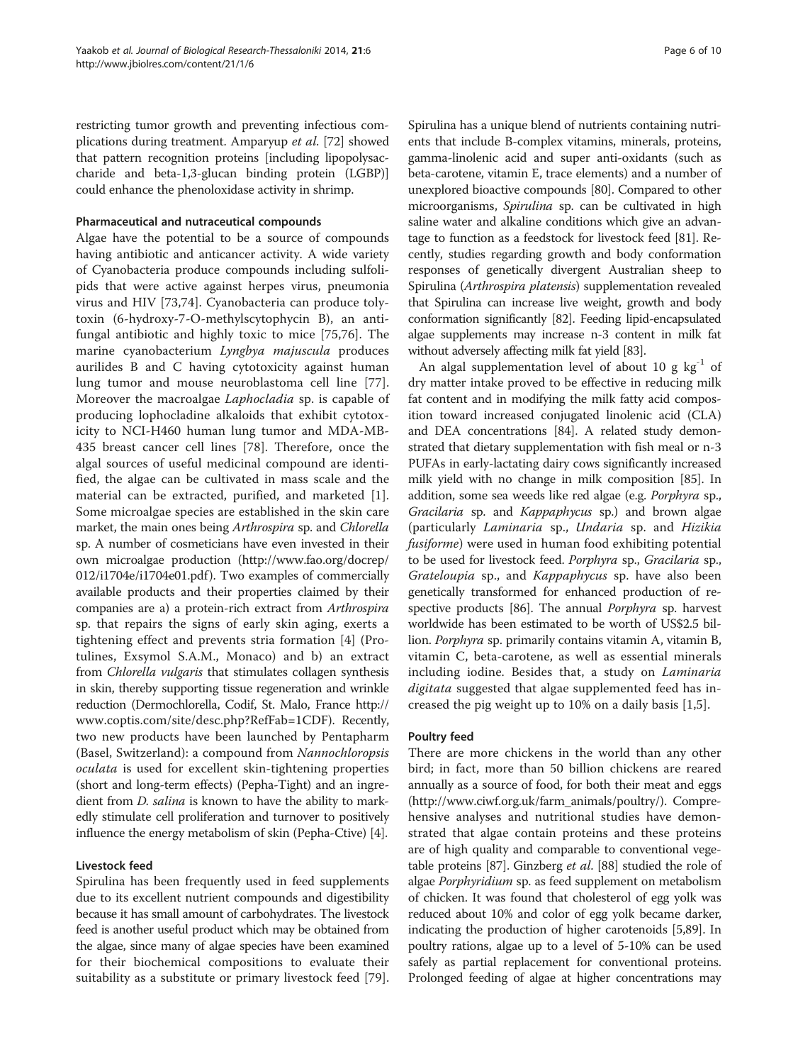restricting tumor growth and preventing infectious complications during treatment. Amparyup *et al*. [72] showed that pattern recognition proteins [including lipopolysaccharide and beta-1,3-glucan binding protein (LGBP)] could enhance the phenoloxidase activity in shrimp.

### Pharmaceutical and nutraceutical compounds

Algae have the potential to be a source of compounds having antibiotic and anticancer activity. A wide variety of Cyanobacteria produce compounds including sulfolipids that were active against herpes virus, pneumonia virus and HIV [73,74]. Cyanobacteria can produce tolytoxin (6-hydroxy-7-O-methylscytophycin B), an antifungal antibiotic and highly toxic to mice [75,76]. The marine cyanobacterium *Lyngbya majuscula* produces aurilides B and C having cytotoxicity against human lung tumor and mouse neuroblastoma cell line [77]. Moreover the macroalgae *Laphocladia* sp. is capable of producing lophocladine alkaloids that exhibit cytotoxicity to NCI-H460 human lung tumor and MDA-MB-435 breast cancer cell lines [78]. Therefore, once the algal sources of useful medicinal compound are identified, the algae can be cultivated in mass scale and the material can be extracted, purified, and marketed [1]. Some microalgae species are established in the skin care market, the main ones being *Arthrospira* sp. and *Chlorella* sp. A number of cosmeticians have even invested in their own microalgae production (http://www.fao.org/docrep/012/i1704e/i1704e01.pdf). Two examples of commercially available products and their properties claimed by their companies are a) a protein-rich extract from *Arthrospira* sp. that repairs the signs of early skin aging, exerts a tightening effect and prevents stria formation [4] (Protulines, Exsymol S.A.M., Monaco) and b) an extract from *Chlorella vulgaris* that stimulates collagen synthesis in skin, thereby supporting tissue regeneration and wrinkle reduction (Dermochlorella, Codif, St. Malo, France http://www.coptis.com/site/desc.php?RefFab=1CDF). Recently, two new products have been launched by Pentapharm (Basel, Switzerland): a compound from *Nannochloropsis oculata* is used for excellent skin-tightening properties (short and long-term effects) (Pepha-Tight) and an ingredient from *D. salina* is known to have the ability to markedly stimulate cell proliferation and turnover to positively influence the energy metabolism of skin (Pepha-Ctive) [4].

### Livestock feed

Spirulina has been frequently used in feed supplements due to its excellent nutrient compounds and digestibility because it has small amount of carbohydrates. The livestock feed is another useful product which may be obtained from the algae, since many of algae species have been examined for their biochemical compositions to evaluate their suitability as a substitute or primary livestock feed [79]. Spirulina has a unique blend of nutrients containing nutrients that include B-complex vitamins, minerals, proteins, gamma-linolenic acid and super anti-oxidants (such as beta-carotene, vitamin E, trace elements) and a number of unexplored bioactive compounds [80]. Compared to other microorganisms, *Spirulina* sp. can be cultivated in high saline water and alkaline conditions which give an advantage to function as a feedstock for livestock feed [81]. Recently, studies regarding growth and body conformation responses of genetically divergent Australian sheep to Spirulina (*Arthrospira platensis*) supplementation revealed that Spirulina can increase live weight, growth and body conformation significantly [82]. Feeding lipid-encapsulated algae supplements may increase n-3 content in milk fat without adversely affecting milk fat yield [83].

An algal supplementation level of about 10 g $kg^{-1}$ of dry matter intake proved to be effective in reducing milk fat content and in modifying the milk fatty acid composition toward increased conjugated linolenic acid (CLA) and DEA concentrations [84]. A related study demonstrated that dietary supplementation with fish meal or n-3 PUFAs in early-lactating dairy cows significantly increased milk yield with no change in milk composition [85]. In addition, some sea weeds like red algae (e.g. *Porphyra* sp., *Gracilaria* sp. and *Kappaphycus* sp.) and brown algae (particularly *Laminaria* sp., *Undaria* sp. and *Hizikia fusiforme*) were used in human food exhibiting potential to be used for livestock feed. *Porphyra* sp., *Gracilaria* sp., *Grateloupia* sp., and *Kappaphycus* sp. have also been genetically transformed for enhanced production of respective products [86]. The annual *Porphyra* sp. harvest worldwide has been estimated to be worth of US$2.5 billion. *Porphyra* sp. primarily contains vitamin A, vitamin B, vitamin C, beta-carotene, as well as essential minerals including iodine. Besides that, a study on *Laminaria digitata* suggested that algae supplemented feed has increased the pig weight up to 10% on a daily basis [1,5].

### Poultry feed

There are more chickens in the world than any other bird; in fact, more than 50 billion chickens are reared annually as a source of food, for both their meat and eggs (http://www.ciwf.org.uk/farm_animals/poultry/). Comprehensive analyses and nutritional studies have demonstrated that algae contain proteins and these proteins are of high quality and comparable to conventional vegetable proteins [87]. Ginzberg *et al*. [88] studied the role of algae *Porphyridium* sp. as feed supplement on metabolism of chicken. It was found that cholesterol of egg yolk was reduced about 10% and color of egg yolk became darker, indicating the production of higher carotenoids [5,89]. In poultry rations, algae up to a level of 5-10% can be used safely as partial replacement for conventional proteins. Prolonged feeding of algae at higher concentrations may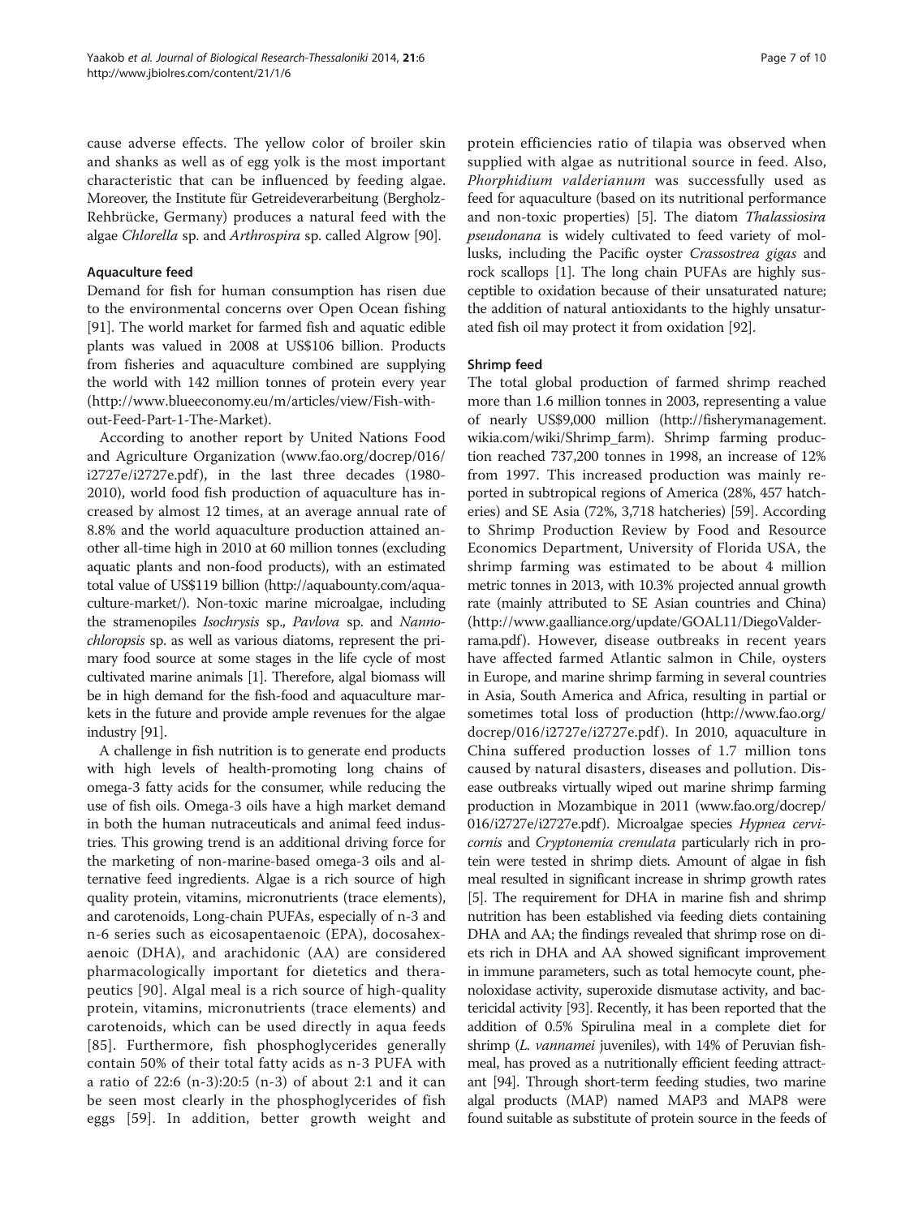cause adverse effects. The yellow color of broiler skin and shanks as well as of egg yolk is the most important characteristic that can be influenced by feeding algae. Moreover, the Institute für Getreideverarbeitung (Bergholz-Rehbrücke, Germany) produces a natural feed with the algae *Chlorella* sp. and *Arthrospira* sp. called Algrow [90].

### Aquaculture feed

Demand for fish for human consumption has risen due to the environmental concerns over Open Ocean fishing [91]. The world market for farmed fish and aquatic edible plants was valued in 2008 at US$106 billion. Products from fisheries and aquaculture combined are supplying the world with 142 million tonnes of protein every year (http://www.blueeconomy.eu/m/articles/view/Fish-without-Feed-Part-1-The-Market).

According to another report by United Nations Food and Agriculture Organization (www.fao.org/docrep/016/i2727e/i2727e.pdf), in the last three decades (1980-2010), world food fish production of aquaculture has increased by almost 12 times, at an average annual rate of 8.8% and the world aquaculture production attained another all-time high in 2010 at 60 million tonnes (excluding aquatic plants and non-food products), with an estimated total value of US$119 billion (http://aquabounty.com/aquaculture-market/). Non-toxic marine microalgae, including the stramenopiles *Isochrysis* sp., *Pavlova* sp. and *Nannochloropsis* sp. as well as various diatoms, represent the primary food source at some stages in the life cycle of most cultivated marine animals [1]. Therefore, algal biomass will be in high demand for the fish-food and aquaculture markets in the future and provide ample revenues for the algae industry [91].

A challenge in fish nutrition is to generate end products with high levels of health-promoting long chains of omega-3 fatty acids for the consumer, while reducing the use of fish oils. Omega-3 oils have a high market demand in both the human nutraceuticals and animal feed industries. This growing trend is an additional driving force for the marketing of non-marine-based omega-3 oils and alternative feed ingredients. Algae is a rich source of high quality protein, vitamins, micronutrients (trace elements), and carotenoids, Long-chain PUFAs, especially of n-3 and n-6 series such as eicosapentaenoic (EPA), docosahexaenoic (DHA), and arachidonic (AA) are considered pharmacologically important for dietetics and therapeutics [90]. Algal meal is a rich source of high-quality protein, vitamins, micronutrients (trace elements) and carotenoids, which can be used directly in aqua feeds [85]. Furthermore, fish phosphoglycerides generally contain 50% of their total fatty acids as n-3 PUFA with a ratio of 22:6 (n-3):20:5 (n-3) of about 2:1 and it can be seen most clearly in the phosphoglycerides of fish eggs [59]. In addition, better growth weight and protein efficiencies ratio of tilapia was observed when supplied with algae as nutritional source in feed. Also, *Phorphidium valderianum* was successfully used as feed for aquaculture (based on its nutritional performance and non-toxic properties) [5]. The diatom *Thalassiosira pseudonana* is widely cultivated to feed variety of mollusks, including the Pacific oyster *Crassostrea gigas* and rock scallops [1]. The long chain PUFAs are highly susceptible to oxidation because of their unsaturated nature; the addition of natural antioxidants to the highly unsaturated fish oil may protect it from oxidation [92].

### Shrimp feed

The total global production of farmed shrimp reached more than 1.6 million tonnes in 2003, representing a value of nearly US$9,000 million (http://fisherymanagement.wikia.com/wiki/Shrimp_farm). Shrimp farming production reached 737,200 tonnes in 1998, an increase of 12% from 1997. This increased production was mainly reported in subtropical regions of America (28%, 457 hatcheries) and SE Asia (72%, 3,718 hatcheries) [59]. According to Shrimp Production Review by Food and Resource Economics Department, University of Florida USA, the shrimp farming was estimated to be about 4 million metric tonnes in 2013, with 10.3% projected annual growth rate (mainly attributed to SE Asian countries and China) (http://www.gaalliance.org/update/GOAL11/DiegoValderrama.pdf). However, disease outbreaks in recent years have affected farmed Atlantic salmon in Chile, oysters in Europe, and marine shrimp farming in several countries in Asia, South America and Africa, resulting in partial or sometimes total loss of production (http://www.fao.org/docrep/016/i2727e/i2727e.pdf). In 2010, aquaculture in China suffered production losses of 1.7 million tons caused by natural disasters, diseases and pollution. Disease outbreaks virtually wiped out marine shrimp farming production in Mozambique in 2011 (www.fao.org/docrep/016/i2727e/i2727e.pdf). Microalgae species *Hypnea cervicornis* and *Cryptonemia crenulata* particularly rich in protein were tested in shrimp diets. Amount of algae in fish meal resulted in significant increase in shrimp growth rates [5]. The requirement for DHA in marine fish and shrimp nutrition has been established via feeding diets containing DHA and AA; the findings revealed that shrimp rose on diets rich in DHA and AA showed significant improvement in immune parameters, such as total hemocyte count, phenoloxidase activity, superoxide dismutase activity, and bactericidal activity [93]. Recently, it has been reported that the addition of 0.5% Spirulina meal in a complete diet for shrimp (*L. vannamei* juveniles), with 14% of Peruvian fishmeal, has proved as a nutritionally efficient feeding attractant [94]. Through short-term feeding studies, two marine algal products (MAP) named MAP3 and MAP8 were found suitable as substitute of protein source in the feeds of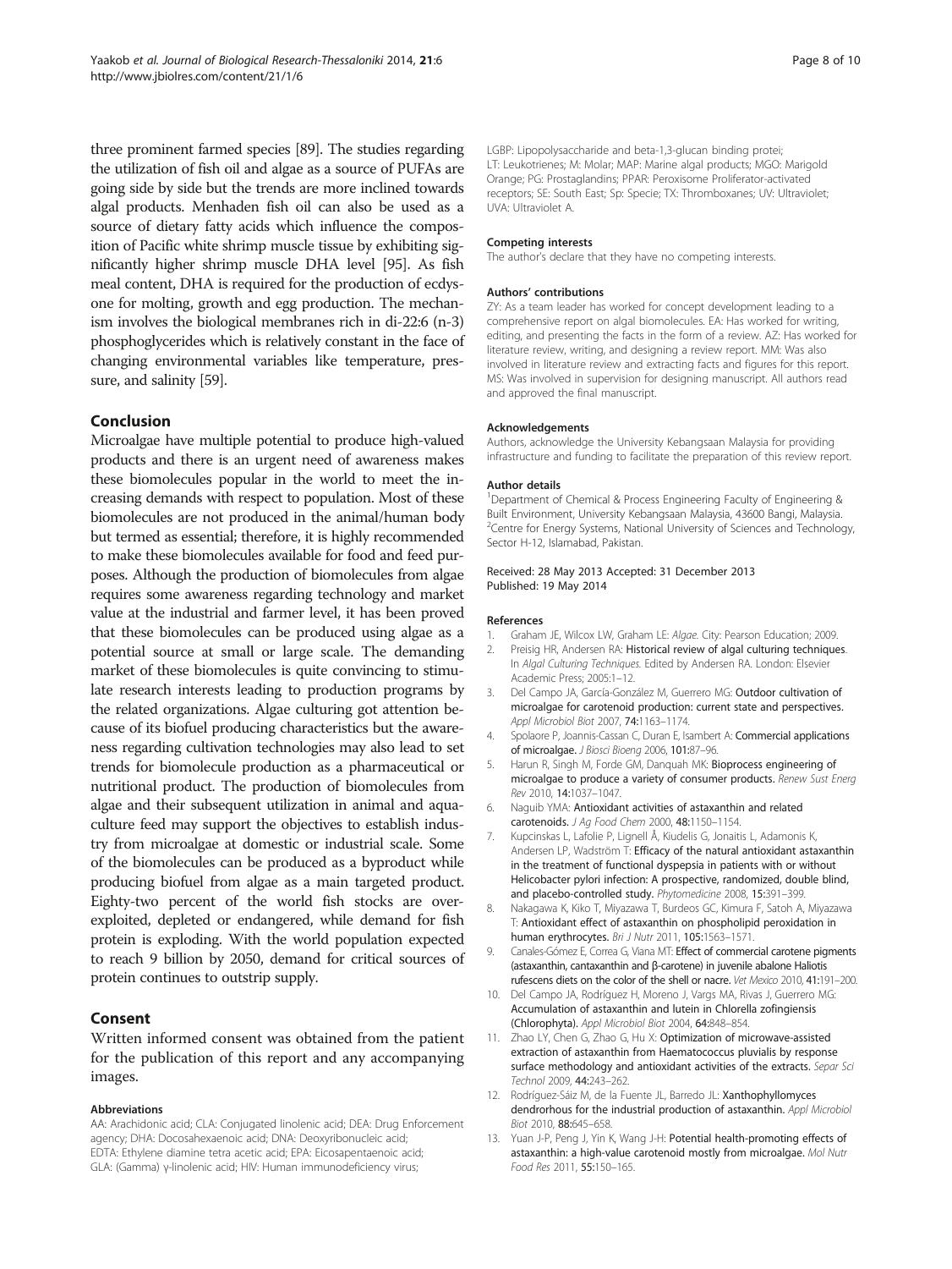three prominent farmed species [89]. The studies regarding the utilization of fish oil and algae as a source of PUFAs are going side by side but the trends are more inclined towards algal products. Menhaden fish oil can also be used as a source of dietary fatty acids which influence the composition of Pacific white shrimp muscle tissue by exhibiting significantly higher shrimp muscle DHA level [95]. As fish meal content, DHA is required for the production of ecdysone for molting, growth and egg production. The mechanism involves the biological membranes rich in di-22:6 (n-3) phosphoglycerides which is relatively constant in the face of changing environmental variables like temperature, pressure, and salinity [59].

## Conclusion

Microalgae have multiple potential to produce high-valued products and there is an urgent need of awareness makes these biomolecules popular in the world to meet the increasing demands with respect to population. Most of these biomolecules are not produced in the animal/human body but termed as essential; therefore, it is highly recommended to make these biomolecules available for food and feed purposes. Although the production of biomolecules from algae requires some awareness regarding technology and market value at the industrial and farmer level, it has been proved that these biomolecules can be produced using algae as a potential source at small or large scale. The demanding market of these biomolecules is quite convincing to stimulate research interests leading to production programs by the related organizations. Algae culturing got attention because of its biofuel producing characteristics but the awareness regarding cultivation technologies may also lead to set trends for biomolecule production as a pharmaceutical or nutritional product. The production of biomolecules from algae and their subsequent utilization in animal and aquaculture feed may support the objectives to establish industry from microalgae at domestic or industrial scale. Some of the biomolecules can be produced as a byproduct while producing biofuel from algae as a main targeted product. Eighty-two percent of the world fish stocks are over-exploited, depleted or endangered, while demand for fish protein is exploding. With the world population expected to reach 9 billion by 2050, demand for critical sources of protein continues to outstrip supply.

## Consent

Written informed consent was obtained from the patient for the publication of this report and any accompanying images.

#### Abbreviations

AA: Arachidonic acid; CLA: Conjugated linolenic acid; DEA: Drug Enforcement agency; DHA: Docosahexaenoic acid; DNA: Deoxyribonucleic acid; EDTA: Ethylene diamine tetra acetic acid; EPA: Eicosapentaenoic acid; GLA: (Gamma) γ-linolenic acid; HIV: Human immunodeficiency virus; LGBP: Lipopolysaccharide and beta-1,3-glucan binding protei; LT: Leukotrienes; M: Molar; MAP: Marine algal products; MGO: Marigold Orange; PG: Prostaglandins; PPAR: Peroxisome Proliferator-activated receptors; SE: South East; Sp: Specie; TX: Thromboxanes; UV: Ultraviolet; UVA: Ultraviolet A.

#### Competing interests

The author's declare that they have no competing interests.

#### Authors' contributions

ZY: As a team leader has worked for concept development leading to a comprehensive report on algal biomolecules. EA: Has worked for writing, editing, and presenting the facts in the form of a review. AZ: Has worked for literature review, writing, and designing a review report. MM: Was also involved in literature review and extracting facts and figures for this report. MS: Was involved in supervision for designing manuscript. All authors read and approved the final manuscript.

#### Acknowledgements

Authors, acknowledge the University Kebangsaan Malaysia for providing infrastructure and funding to facilitate the preparation of this review report.

#### Author details

[1]Department of Chemical & Process Engineering Faculty of Engineering & Built Environment, University Kebangsaan Malaysia, 43600 Bangi, Malaysia. [2]Centre for Energy Systems, National University of Sciences and Technology, Sector H-12, Islamabad, Pakistan.

Received: 28 May 2013 Accepted: 31 December 2013
Published: 19 May 2014

#### References

1. Graham JE, Wilcox LW, Graham LE: *Algae*. City: Pearson Education; 2009.
2. Preisig HR, Andersen RA: **Historical review of algal culturing techniques**. In *Algal Culturing Techniques*. Edited by Andersen RA. London: Elsevier Academic Press; 2005:1–12.
3. Del Campo JA, García-González M, Guerrero MG: **Outdoor cultivation of microalgae for carotenoid production: current state and perspectives.** *Appl Microbiol Biot* 2007, **74:**1163–1174.
4. Spolaore P, Joannis-Cassan C, Duran E, Isambert A: **Commercial applications of microalgae.** *J Biosci Bioeng* 2006, **101:**87–96.
5. Harun R, Singh M, Forde GM, Danquah MK: **Bioprocess engineering of microalgae to produce a variety of consumer products.** *Renew Sust Energ Rev* 2010, **14:**1037–1047.
6. Naguib YMA: **Antioxidant activities of astaxanthin and related carotenoids.** *J Ag Food Chem* 2000, **48:**1150–1154.
7. Kupcinskas L, Lafolie P, Lignell Å, Kiudelis G, Jonaitis L, Adamonis K, Andersen LP, Wadström T: **Efficacy of the natural antioxidant astaxanthin in the treatment of functional dyspepsia in patients with or without Helicobacter pylori infection: A prospective, randomized, double blind, and placebo-controlled study.** *Phytomedicine* 2008, **15:**391–399.
8. Nakagawa K, Kiko T, Miyazawa T, Burdeos GC, Kimura F, Satoh A, Miyazawa T: **Antioxidant effect of astaxanthin on phospholipid peroxidation in human erythrocytes.** *Bri J Nutr* 2011, **105:**1563–1571.
9. Canales-Gómez E, Correa G, Viana MT: **Effect of commercial carotene pigments (astaxanthin, cantaxanthin and β-carotene) in juvenile abalone Haliotis rufescens diets on the color of the shell or nacre.** *Vet Mexico* 2010, **41:**191–200.
10. Del Campo JA, Rodríguez H, Moreno J, Vargs MA, Rivas J, Guerrero MG: **Accumulation of astaxanthin and lutein in Chlorella zofingiensis (Chlorophyta).** *Appl Microbiol Biot* 2004, **64:**848–854.
11. Zhao LY, Chen G, Zhao G, Hu X: **Optimization of microwave-assisted extraction of astaxanthin from Haematococcus pluvialis by response surface methodology and antioxidant activities of the extracts.** *Separ Sci Technol* 2009, **44:**243–262.
12. Rodríguez-Sáiz M, de la Fuente JL, Barredo JL: **Xanthophyllomyces dendrorhous for the industrial production of astaxanthin.** *Appl Microbiol Biot* 2010, **88:**645–658.
13. Yuan J-P, Peng J, Yin K, Wang J-H: **Potential health-promoting effects of astaxanthin: a high-value carotenoid mostly from microalgae.** *Mol Nutr Food Res* 2011, **55:**150–165.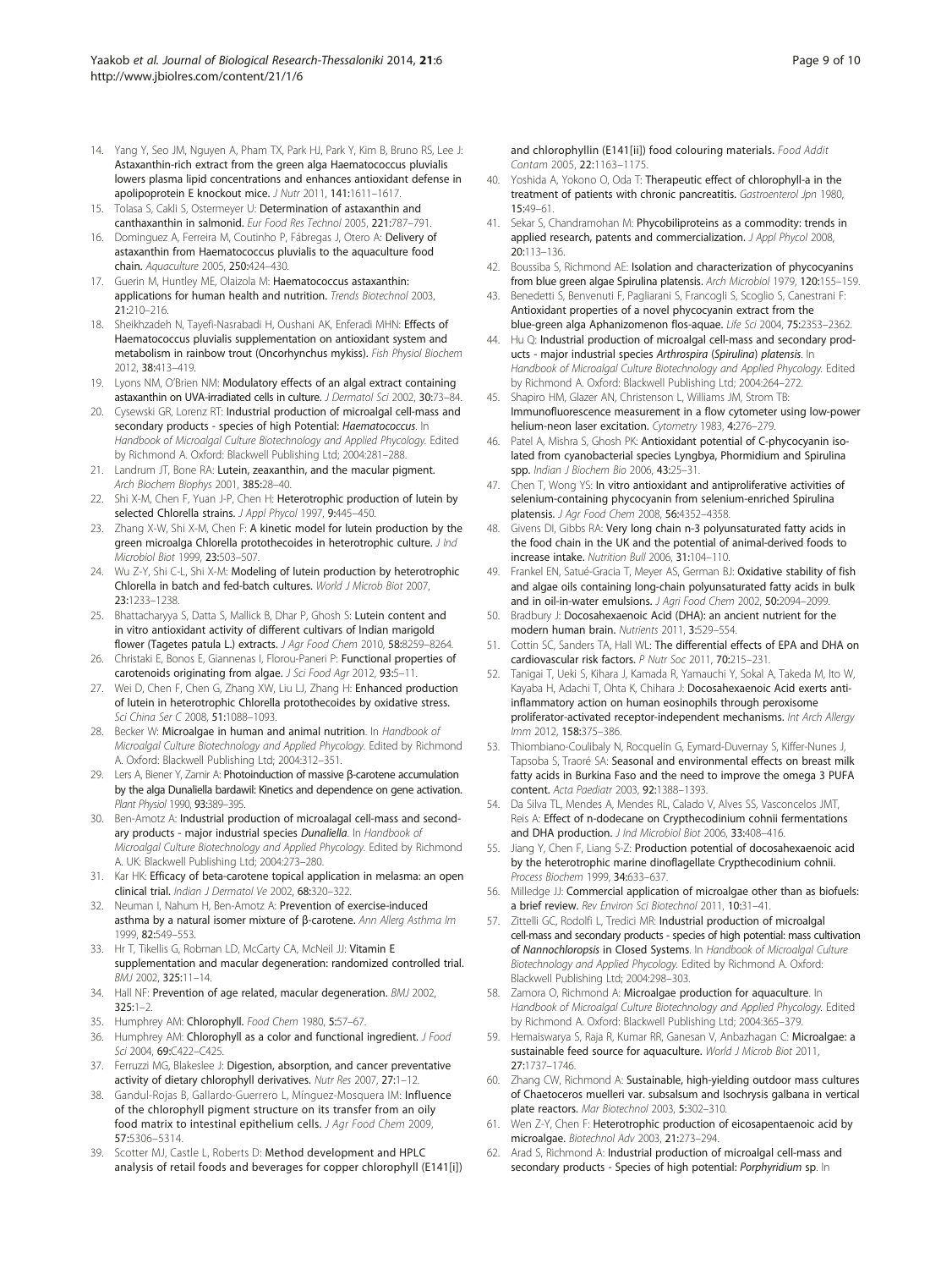14. Yang Y, Seo JM, Nguyen A, Pham TX, Park HJ, Park Y, Kim B, Bruno RS, Lee J: **Astaxanthin-rich extract from the green alga Haematococcus pluvialis lowers plasma lipid concentrations and enhances antioxidant defense in apolipoprotein E knockout mice.** *J Nutr* 2011, **141:**1611–1617.
15. Tolasa S, Cakli S, Ostermeyer U: **Determination of astaxanthin and canthaxanthin in salmonid.** *Eur Food Res Technol* 2005, **221:**787–791.
16. Dominguez A, Ferreira M, Coutinho P, Fábregas J, Otero A: **Delivery of astaxanthin from Haematococcus pluvialis to the aquaculture food chain.** *Aquaculture* 2005, **250:**424–430.
17. Guerin M, Huntley ME, Olaizola M: **Haematococcus astaxanthin: applications for human health and nutrition.** *Trends Biotechnol* 2003, **21:**210–216.
18. Sheikhzadeh N, Tayefi-Nasrabadi H, Oushani AK, Enferadi MHN: **Effects of Haematococcus pluvialis supplementation on antioxidant system and metabolism in rainbow trout (Oncorhynchus mykiss).** *Fish Physiol Biochem* 2012, **38:**413–419.
19. Lyons NM, O'Brien NM: **Modulatory effects of an algal extract containing astaxanthin on UVA-irradiated cells in culture.** *J Dermatol Sci* 2002, **30:**73–84.
20. Cysewski GR, Lorenz RT: **Industrial production of microalgal cell-mass and secondary products - species of high Potential:** ***Haematococcus*****.** In *Handbook of Microalgal Culture Biotechnology and Applied Phycology.* Edited by Richmond A. Oxford: Blackwell Publishing Ltd; 2004:281–288.
21. Landrum JT, Bone RA: **Lutein, zeaxanthin, and the macular pigment.** *Arch Biochem Biophys* 2001, **385:**28–40.
22. Shi X-M, Chen F, Yuan J-P, Chen H: **Heterotrophic production of lutein by selected Chlorella strains.** *J Appl Phycol* 1997, **9:**445–450.
23. Zhang X-W, Shi X-M, Chen F: **A kinetic model for lutein production by the green microalga Chlorella protothecoides in heterotrophic culture.** *J Ind Microbiol Biot* 1999, **23:**503–507.
24. Wu Z-Y, Shi C-L, Shi X-M: **Modeling of lutein production by heterotrophic Chlorella in batch and fed-batch cultures.** *World J Microb Biot* 2007, **23:**1233–1238.
25. Bhattacharyya S, Datta S, Mallick B, Dhar P, Ghosh S: **Lutein content and in vitro antioxidant activity of different cultivars of Indian marigold flower (Tagetes patula L.) extracts.** *J Agr Food Chem* 2010, **58:**8259–8264.
26. Christaki E, Bonos E, Giannenas I, Florou-Paneri P: **Functional properties of carotenoids originating from algae.** *J Sci Food Agr* 2012, **93:**5–11.
27. Wei D, Chen F, Chen G, Zhang XW, Liu LJ, Zhang H: **Enhanced production of lutein in heterotrophic Chlorella protothecoides by oxidative stress.** *Sci China Ser C* 2008, **51:**1088–1093.
28. Becker W: **Microalgae in human and animal nutrition.** In *Handbook of Microalgal Culture Biotechnology and Applied Phycology.* Edited by Richmond A. Oxford: Blackwell Publishing Ltd; 2004:312–351.
29. Lers A, Biener Y, Zamir A: **Photoinduction of massive β-carotene accumulation by the alga Dunaliella bardawil: Kinetics and dependence on gene activation.** *Plant Physiol* 1990, **93:**389–395.
30. Ben-Amotz A: **Industrial production of microalagal cell-mass and secondary products - major industrial species** ***Dunaliella*****.** In *Handbook of Microalgal Culture Biotechnology and Applied Phycology.* Edited by Richmond A. UK: Blackwell Publishing Ltd; 2004:273–280.
31. Kar HK: **Efficacy of beta-carotene topical application in melasma: an open clinical trial.** *Indian J Dermatol Ve* 2002, **68:**320–322.
32. Neuman I, Nahum H, Ben-Amotz A: **Prevention of exercise-induced asthma by a natural isomer mixture of β-carotene.** *Ann Allerg Asthma Im* 1999, **82:**549–553.
33. Hr T, Tikellis G, Robman LD, McCarty CA, McNeil JJ: **Vitamin E supplementation and macular degeneration: randomized controlled trial.** *BMJ* 2002, **325:**11–14.
34. Hall NF: **Prevention of age related, macular degeneration.** *BMJ* 2002, **325:**1–2.
35. Humphrey AM: **Chlorophyll.** *Food Chem* 1980, **5:**57–67.
36. Humphrey AM: **Chlorophyll as a color and functional ingredient.** *J Food Sci* 2004, **69:**C422–C425.
37. Ferruzzi MG, Blakeslee J: **Digestion, absorption, and cancer preventative activity of dietary chlorophyll derivatives.** *Nutr Res* 2007, **27:**1–12.
38. Gandul-Rojas B, Gallardo-Guerrero L, Mínguez-Mosquera IM: **Influence of the chlorophyll pigment structure on its transfer from an oily food matrix to intestinal epithelium cells.** *J Agr Food Chem* 2009, **57:**5306–5314.
39. Scotter MJ, Castle L, Roberts D: **Method development and HPLC analysis of retail foods and beverages for copper chlorophyll (E141[i]) and chlorophyllin (E141[ii]) food colouring materials.** *Food Addit Contam* 2005, **22:**1163–1175.
40. Yoshida A, Yokono O, Oda T: **Therapeutic effect of chlorophyll-a in the treatment of patients with chronic pancreatitis.** *Gastroenterol Jpn* 1980, **15:**49–61.
41. Sekar S, Chandramohan M: **Phycobiliproteins as a commodity: trends in applied research, patents and commercialization.** *J Appl Phycol* 2008, **20:**113–136.
42. Boussiba S, Richmond AE: **Isolation and characterization of phycocyanins from blue green algae Spirulina platensis.** *Arch Microbiol* 1979, **120:**155–159.
43. Benedetti S, Benvenuti F, Pagliarani S, Francogli S, Scoglio S, Canestrani F: **Antioxidant properties of a novel phycocyanin extract from the blue-green alga Aphanizomenon flos-aquae.** *Life Sci* 2004, **75:**2353–2362.
44. Hu Q: **Industrial production of microalgal cell-mass and secondary products - major industrial species** ***Arthrospira*** **(*****Spirulina*****)** ***platensis*****.** In *Handbook of Microalgal Culture Biotechnology and Applied Phycology.* Edited by Richmond A. Oxford: Blackwell Publishing Ltd; 2004:264–272.
45. Shapiro HM, Glazer AN, Christenson L, Williams JM, Strom TB: **Immunofluorescence measurement in a flow cytometer using low-power helium-neon laser excitation.** *Cytometry* 1983, **4:**276–279.
46. Patel A, Mishra S, Ghosh PK: **Antioxidant potential of C-phycocyanin isolated from cyanobacterial species Lyngbya, Phormidium and Spirulina spp.** *Indian J Biochem Bio* 2006, **43:**25–31.
47. Chen T, Wong YS: **In vitro antioxidant and antiproliferative activities of selenium-containing phycocyanin from selenium-enriched Spirulina platensis.** *J Agr Food Chem* 2008, **56:**4352–4358.
48. Givens DI, Gibbs RA: **Very long chain n-3 polyunsaturated fatty acids in the food chain in the UK and the potential of animal-derived foods to increase intake.** *Nutrition Bull* 2006, **31:**104–110.
49. Frankel EN, Satué-Gracia T, Meyer AS, German BJ: **Oxidative stability of fish and algae oils containing long-chain polyunsaturated fatty acids in bulk and in oil-in-water emulsions.** *J Agri Food Chem* 2002, **50:**2094–2099.
50. Bradbury J: **Docosahexaenoic Acid (DHA): an ancient nutrient for the modern human brain.** *Nutrients* 2011, **3:**529–554.
51. Cottin SC, Sanders TA, Hall WL: **The differential effects of EPA and DHA on cardiovascular risk factors.** *P Nutr Soc* 2011, **70:**215–231.
52. Tanigai T, Ueki S, Kihara J, Kamada R, Yamauchi Y, Sokal A, Takeda M, Ito W, Kayaba H, Adachi T, Ohta K, Chihara J: **Docosahexaenoic Acid exerts anti-inflammatory action on human eosinophils through peroxisome proliferator-activated receptor-independent mechanisms.** *Int Arch Allergy Imm* 2012, **158:**375–386.
53. Thiombiano-Coulibaly N, Rocquelin G, Eymard-Duvernay S, Kiffer-Nunes J, Tapsoba S, Traoré SA: **Seasonal and environmental effects on breast milk fatty acids in Burkina Faso and the need to improve the omega 3 PUFA content.** *Acta Paediatr* 2003, **92:**1388–1393.
54. Da Silva TL, Mendes A, Mendes RL, Calado V, Alves SS, Vasconcelos JMT, Reis A: **Effect of n-dodecane on Crypthecodinium cohnii fermentations and DHA production.** *J Ind Microbiol Biot* 2006, **33:**408–416.
55. Jiang Y, Chen F, Liang S-Z: **Production potential of docosahexaenoic acid by the heterotrophic marine dinoflagellate Crypthecodinium cohnii.** *Process Biochem* 1999, **34:**633–637.
56. Milledge JJ: **Commercial application of microalgae other than as biofuels: a brief review.** *Rev Environ Sci Biotechnol* 2011, **10:**31–41.
57. Zittelli GC, Rodolfi L, Tredici MR: **Industrial production of microalgal cell-mass and secondary products - species of high potential: mass cultivation of** ***Nannochloropsis*** **in Closed Systems.** In *Handbook of Microalgal Culture Biotechnology and Applied Phycology.* Edited by Richmond A. Oxford: Blackwell Publishing Ltd; 2004:298–303.
58. Zamora O, Richmond A: **Microalgae production for aquaculture.** In *Handbook of Microalgal Culture Biotechnology and Applied Phycology.* Edited by Richmond A. Oxford: Blackwell Publishing Ltd; 2004:365–379.
59. Hemaiswarya S, Raja R, Kumar RR, Ganesan V, Anbazhagan C: **Microalgae: a sustainable feed source for aquaculture.** *World J Microb Biot* 2011, **27:**1737–1746.
60. Zhang CW, Richmond A: **Sustainable, high-yielding outdoor mass cultures of Chaetoceros muelleri var. subsalsum and Isochrysis galbana in vertical plate reactors.** *Mar Biotechnol* 2003, **5:**302–310.
61. Wen Z-Y, Chen F: **Heterotrophic production of eicosapentaenoic acid by microalgae.** *Biotechnol Adv* 2003, **21:**273–294.
62. Arad S, Richmond A: **Industrial production of microalgal cell-mass and secondary products - Species of high potential:** ***Porphyridium*** **sp.** In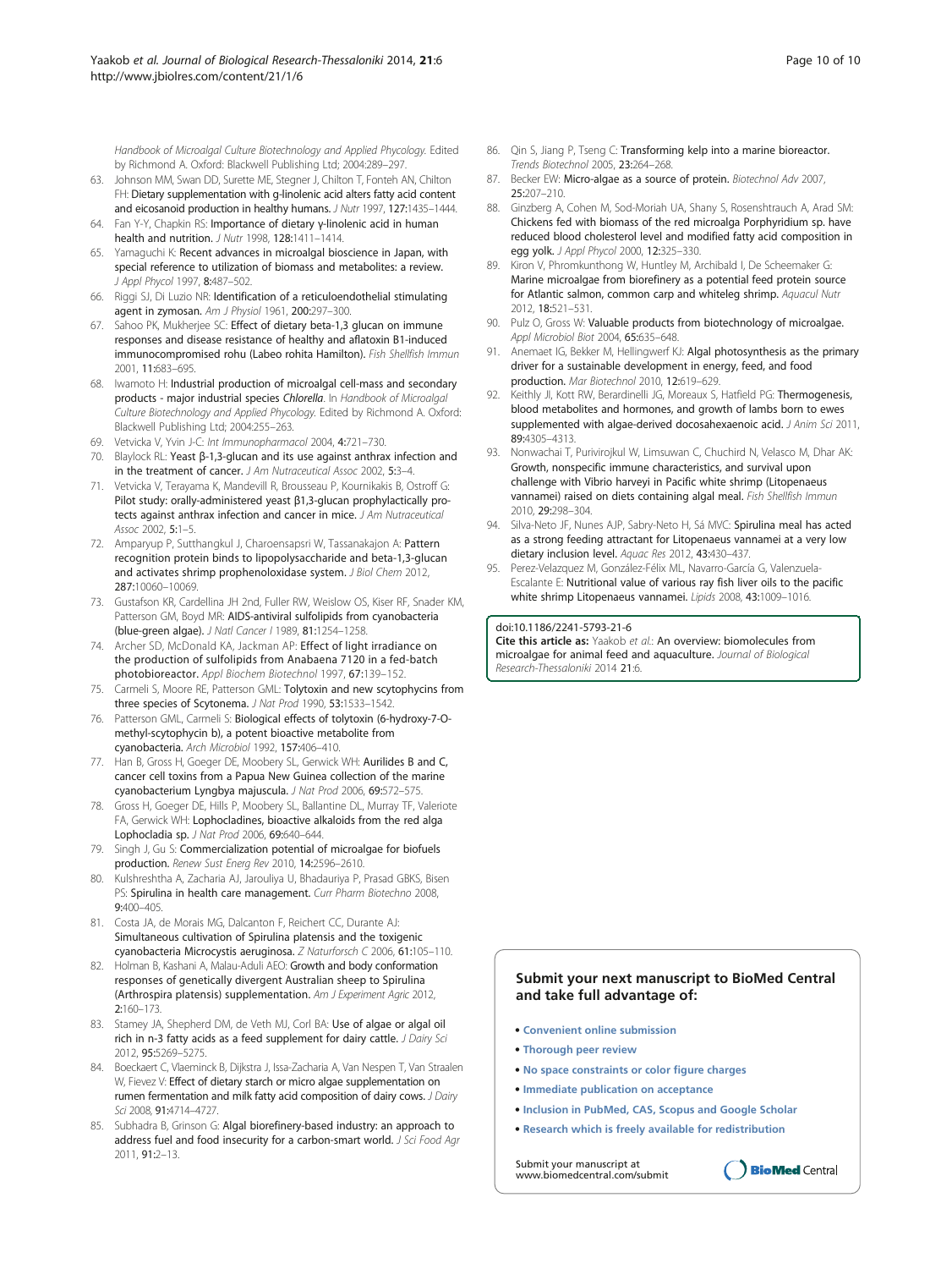Handbook of Microalgal Culture Biotechnology and Applied Phycology. Edited by Richmond A. Oxford: Blackwell Publishing Ltd; 2004:289–297.

63. Johnson MM, Swan DD, Surette ME, Stegner J, Chilton T, Fonteh AN, Chilton FH: Dietary supplementation with g-linolenic acid alters fatty acid content and eicosanoid production in healthy humans. *J Nutr* 1997, **127:**1435–1444.
64. Fan Y-Y, Chapkin RS: Importance of dietary γ-linolenic acid in human health and nutrition. *J Nutr* 1998, **128:**1411–1414.
65. Yamaguchi K: Recent advances in microalgal bioscience in Japan, with special reference to utilization of biomass and metabolites: a review. *J Appl Phycol* 1997, **8:**487–502.
66. Riggi SJ, Di Luzio NR: Identification of a reticuloendothelial stimulating agent in zymosan. *Am J Physiol* 1961, **200:**297–300.
67. Sahoo PK, Mukherjee SC: Effect of dietary beta-1,3 glucan on immune responses and disease resistance of healthy and aflatoxin B1-induced immunocompromised rohu (Labeo rohita Hamilton). *Fish Shellfish Immun* 2001, **11:**683–695.
68. Iwamoto H: Industrial production of microalgal cell-mass and secondary products - major industrial species *Chlorella*. In *Handbook of Microalgal Culture Biotechnology and Applied Phycology.* Edited by Richmond A. Oxford: Blackwell Publishing Ltd; 2004:255–263.
69. Vetvicka V, Yvin J-C: *Int Immunopharmacol* 2004, **4:**721–730.
70. Blaylock RL: Yeast β-1,3-glucan and its use against anthrax infection and in the treatment of cancer. *J Am Nutraceutical Assoc* 2002, **5:**3–4.
71. Vetvicka V, Terayama K, Mandevill R, Brousseau P, Kournikakis B, Ostroff G: Pilot study: orally-administered yeast β1,3-glucan prophylactically protects against anthrax infection and cancer in mice. *J Am Nutraceutical Assoc* 2002, **5:**1–5.
72. Amparyup P, Sutthangkul J, Charoensapsri W, Tassanakajon A: Pattern recognition protein binds to lipopolysaccharide and beta-1,3-glucan and activates shrimp prophenoloxidase system. *J Biol Chem* 2012, **287:**10060–10069.
73. Gustafson KR, Cardellina JH 2nd, Fuller RW, Weislow OS, Kiser RF, Snader KM, Patterson GM, Boyd MR: AIDS-antiviral sulfolipids from cyanobacteria (blue-green algae). *J Natl Cancer I* 1989, **81:**1254–1258.
74. Archer SD, McDonald KA, Jackman AP: Effect of light irradiance on the production of sulfolipids from Anabaena 7120 in a fed-batch photobioreactor. *Appl Biochem Biotechnol* 1997, **67:**139–152.
75. Carmeli S, Moore RE, Patterson GML: Tolytoxin and new scytophycins from three species of Scytonema. *J Nat Prod* 1990, **53:**1533–1542.
76. Patterson GML, Carmeli S: Biological effects of tolytoxin (6-hydroxy-7-O-methyl-scytophycin b), a potent bioactive metabolite from cyanobacteria. *Arch Microbiol* 1992, **157:**406–410.
77. Han B, Gross H, Goeger DE, Moobery SL, Gerwick WH: Aurilides B and C, cancer cell toxins from a Papua New Guinea collection of the marine cyanobacterium Lyngbya majuscula. *J Nat Prod* 2006, **69:**572–575.
78. Gross H, Goeger DE, Hills P, Moobery SL, Ballantine DL, Murray TF, Valeriote FA, Gerwick WH: Lophocladines, bioactive alkaloids from the red alga Lophocladia sp. *J Nat Prod* 2006, **69:**640–644.
79. Singh J, Gu S: Commercialization potential of microalgae for biofuels production. *Renew Sust Energ Rev* 2010, **14:**2596–2610.
80. Kulshreshtha A, Zacharia AJ, Jarouliya U, Bhadauriya P, Prasad GBKS, Bisen PS: Spirulina in health care management. *Curr Pharm Biotechno* 2008, **9:**400–405.
81. Costa JA, de Morais MG, Dalcanton F, Reichert CC, Durante AJ: Simultaneous cultivation of Spirulina platensis and the toxigenic cyanobacteria Microcystis aeruginosa. *Z Naturforsch C* 2006, **61:**105–110.
82. Holman B, Kashani A, Malau-Aduli AEO: Growth and body conformation responses of genetically divergent Australian sheep to Spirulina (Arthrospira platensis) supplementation. *Am J Experiment Agric* 2012, **2:**160–173.
83. Stamey JA, Shepherd DM, de Veth MJ, Corl BA: Use of algae or algal oil rich in n-3 fatty acids as a feed supplement for dairy cattle. *J Dairy Sci* 2012, **95:**5269–5275.
84. Boeckaert C, Vlaeminck B, Dijkstra J, Issa-Zacharia A, Van Nespen T, Van Straalen W, Fievez V: Effect of dietary starch or micro algae supplementation on rumen fermentation and milk fatty acid composition of dairy cows. *J Dairy Sci* 2008, **91:**4714–4727.
85. Subhadra B, Grinson G: Algal biorefinery-based industry: an approach to address fuel and food insecurity for a carbon-smart world. *J Sci Food Agr* 2011, **91:**2–13.
86. Qin S, Jiang P, Tseng C: Transforming kelp into a marine bioreactor. *Trends Biotechnol* 2005, **23:**264–268.
87. Becker EW: Micro-algae as a source of protein. *Biotechnol Adv* 2007, **25:**207–210.
88. Ginzberg A, Cohen M, Sod-Moriah UA, Shany S, Rosenshtrauch A, Arad SM: Chickens fed with biomass of the red microalga Porphyridium sp. have reduced blood cholesterol level and modified fatty acid composition in egg yolk. *J Appl Phycol* 2000, **12:**325–330.
89. Kiron V, Phromkunthong W, Huntley M, Archibald I, De Scheemaker G: Marine microalgae from biorefinery as a potential feed protein source for Atlantic salmon, common carp and whiteleg shrimp. *Aquacul Nutr* 2012, **18:**521–531.
90. Pulz O, Gross W: Valuable products from biotechnology of microalgae. *Appl Microbiol Biot* 2004, **65:**635–648.
91. Anemaet IG, Bekker M, Hellingwerf KJ: Algal photosynthesis as the primary driver for a sustainable development in energy, feed, and food production. *Mar Biotechnol* 2010, **12:**619–629.
92. Keithly JI, Kott RW, Berardinelli JG, Moreaux S, Hatfield PG: Thermogenesis, blood metabolites and hormones, and growth of lambs born to ewes supplemented with algae-derived docosahexaenoic acid. *J Anim Sci* 2011, **89:**4305–4313.
93. Nonwachai T, Purivirojkul W, Limsuwan C, Chuchird N, Velasco M, Dhar AK: Growth, nonspecific immune characteristics, and survival upon challenge with Vibrio harveyi in Pacific white shrimp (Litopenaeus vannamei) raised on diets containing algal meal. *Fish Shellfish Immun* 2010, **29:**298–304.
94. Silva-Neto JF, Nunes AJP, Sabry-Neto H, Sá MVC: Spirulina meal has acted as a strong feeding attractant for Litopenaeus vannamei at a very low dietary inclusion level. *Aquac Res* 2012, **43:**430–437.
95. Perez-Velazquez M, González-Félix ML, Navarro-García G, Valenzuela-Escalante E: Nutritional value of various ray fish liver oils to the pacific white shrimp Litopenaeus vannamei. *Lipids* 2008, **43:**1009–1016.

doi:10.1186/2241-5793-21-6

**Cite this article as:** Yaakob *et al.*: An overview: biomolecules from microalgae for animal feed and aquaculture. *Journal of Biological Research-Thessaloniki* 2014 **21**:6.

**Submit your next manuscript to BioMed Central and take full advantage of:**

- **Convenient online submission**
- **Thorough peer review**
- **No space constraints or color figure charges**
- **Immediate publication on acceptance**
- **Inclusion in PubMed, CAS, Scopus and Google Scholar**
- **Research which is freely available for redistribution**

Submit your manuscript at www.biomedcentral.com/submit

BioMed Central